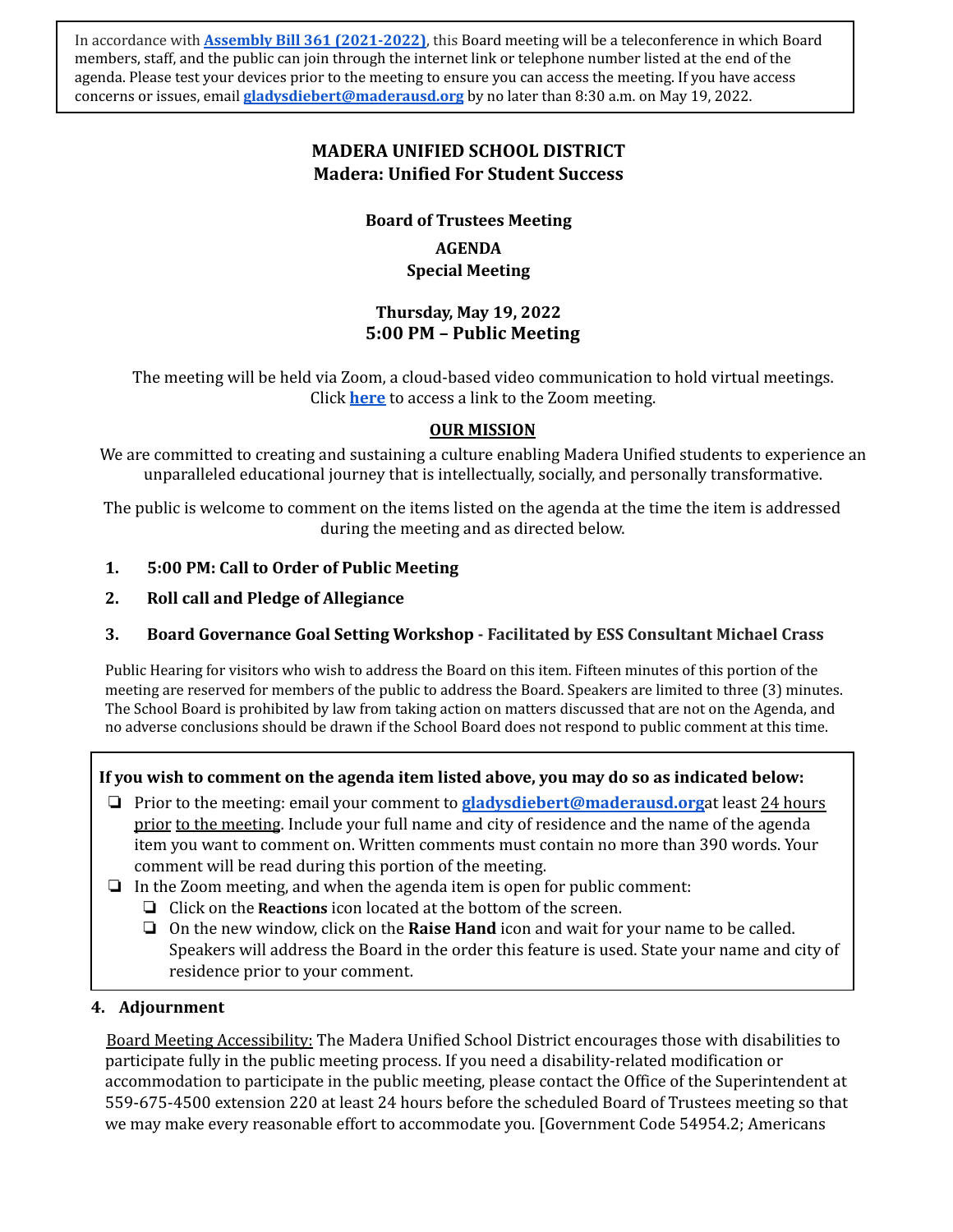In accordance with **Assembly Bill 361 (2021-2022)**, this Board meeting will be a teleconference in which Board members, staff, and the public can join through the internet link or telephone number listed at the end of the agenda. Please test your devices prior to the meeting to ensure you can access the meeting. If you have access concerns or issues, email **gladysdiebert@maderausd.org** by no later than 8:30 a.m. on May 19, 2022.

# MADERA UNIFIED SCHOOL DISTRICT
## Madera: Unified For Student Success

### Board of Trustees Meeting

### AGENDA
### Special Meeting

### Thursday, May 19, 2022
### 5:00 PM – Public Meeting

The meeting will be held via Zoom, a cloud-based video communication to hold virtual meetings. Click **here** to access a link to the Zoom meeting.

**OUR MISSION**

We are committed to creating and sustaining a culture enabling Madera Unified students to experience an unparalleled educational journey that is intellectually, socially, and personally transformative.

The public is welcome to comment on the items listed on the agenda at the time the item is addressed during the meeting and as directed below.

1. **5:00 PM: Call to Order of Public Meeting**
2. **Roll call and Pledge of Allegiance**
3. **Board Governance Goal Setting Workshop - Facilitated by ESS Consultant Michael Crass**

Public Hearing for visitors who wish to address the Board on this item. Fifteen minutes of this portion of the meeting are reserved for members of the public to address the Board. Speakers are limited to three (3) minutes. The School Board is prohibited by law from taking action on matters discussed that are not on the Agenda, and no adverse conclusions should be drawn if the School Board does not respond to public comment at this time.

**If you wish to comment on the agenda item listed above, you may do so as indicated below:**

- ❏ Prior to the meeting: email your comment to **gladysdiebert@maderausd.org**at least 24 hours prior to the meeting. Include your full name and city of residence and the name of the agenda item you want to comment on. Written comments must contain no more than 390 words. Your comment will be read during this portion of the meeting.
- ❏ In the Zoom meeting, and when the agenda item is open for public comment:
  - ❏ Click on the **Reactions** icon located at the bottom of the screen.
  - ❏ On the new window, click on the **Raise Hand** icon and wait for your name to be called. Speakers will address the Board in the order this feature is used. State your name and city of residence prior to your comment.

4. **Adjournment**

Board Meeting Accessibility: The Madera Unified School District encourages those with disabilities to participate fully in the public meeting process. If you need a disability-related modification or accommodation to participate in the public meeting, please contact the Office of the Superintendent at 559-675-4500 extension 220 at least 24 hours before the scheduled Board of Trustees meeting so that we may make every reasonable effort to accommodate you. [Government Code 54954.2; Americans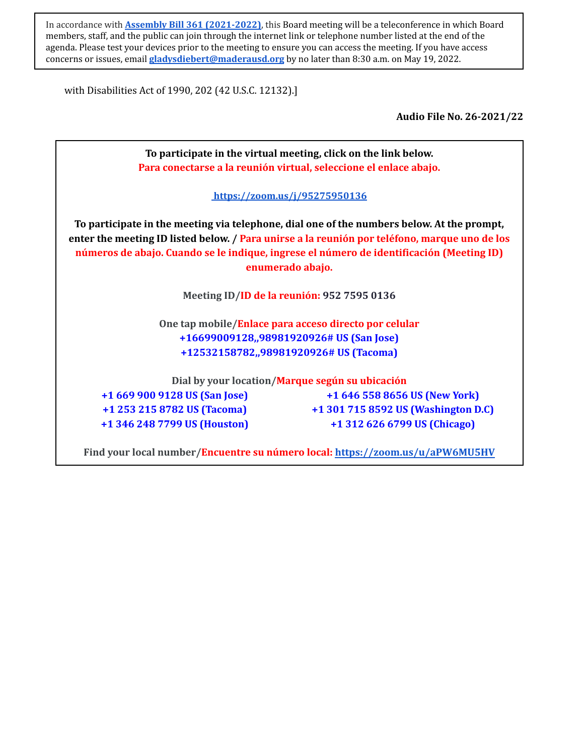In accordance with **[Assembly Bill 361 (2021-2022)]**, this Board meeting will be a teleconference in which Board members, staff, and the public can join through the internet link or telephone number listed at the end of the agenda. Please test your devices prior to the meeting to ensure you can access the meeting. If you have access concerns or issues, email **gladysdiebert@maderausd.org** by no later than 8:30 a.m. on May 19, 2022.

with Disabilities Act of 1990, 202 (42 U.S.C. 12132).]

**Audio File No. 26-2021/22**

**To participate in the virtual meeting, click on the link below.**
**Para conectarse a la reunión virtual, seleccione el enlace abajo.**

**https://zoom.us/j/95275950136**

**To participate in the meeting via telephone, dial one of the numbers below. At the prompt, enter the meeting ID listed below. / Para unirse a la reunión por teléfono, marque uno de los números de abajo. Cuando se le indique, ingrese el número de identificación (Meeting ID) enumerado abajo.**

**Meeting ID/ID de la reunión: 952 7595 0136**

**One tap mobile/Enlace para acceso directo por celular**
**+16699009128,,98981920926# US (San Jose)**
**+12532158782,,98981920926# US (Tacoma)**

**Dial by your location/Marque según su ubicación**

**+1 669 900 9128 US (San Jose)**
**+1 253 215 8782 US (Tacoma)**
**+1 346 248 7799 US (Houston)**
**+1 646 558 8656 US (New York)**
**+1 301 715 8592 US (Washington D.C)**
**+1 312 626 6799 US (Chicago)**

**Find your local number/Encuentre su número local: https://zoom.us/u/aPW6MU5HV**